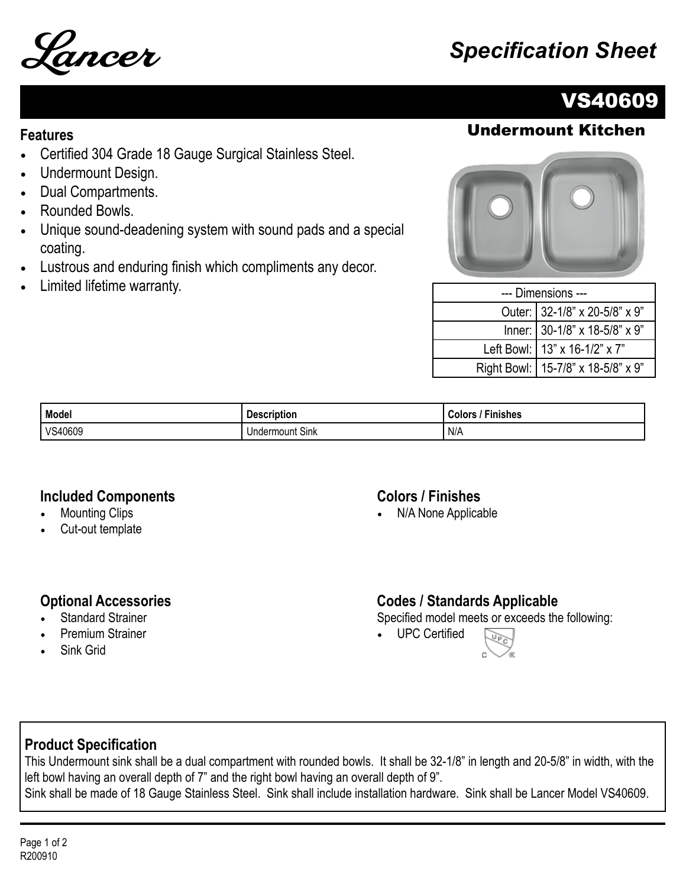Lancer

*Specification Sheet*

# VS40609

## Undermount Kitchen

### Features

- Certified 304 Grade 18 Gauge Surgical Stainless Steel.
- Undermount Design.
- Dual Compartments.
- Rounded Bowls.
- Unique sound-deadening system with sound pads and a special coating.
- Lustrous and enduring finish which compliments any decor.
- Limited lifetime warranty.

| --- Dimensions --- | |
|---|---|
| Outer: | 32-1/8" x 20-5/8" x 9" |
| Inner: | 30-1/8" x 18-5/8" x 9" |
| Left Bowl: | 13" x 16-1/2" x 7" |
| Right Bowl: | 15-7/8" x 18-5/8" x 9" |

| Model | Description | Colors / Finishes |
|---|---|---|
| VS40609 | Undermount Sink | N/A |

### Included Components

- Mounting Clips
- Cut-out template

### Colors / Finishes

- N/A None Applicable

### Optional Accessories

- Standard Strainer
- Premium Strainer
- Sink Grid

### Codes / Standards Applicable

Specified model meets or exceeds the following:

- UPC Certified

### Product Specification

This Undermount sink shall be a dual compartment with rounded bowls. It shall be 32-1/8" in length and 20-5/8" in width, with the left bowl having an overall depth of 7" and the right bowl having an overall depth of 9".
Sink shall be made of 18 Gauge Stainless Steel. Sink shall include installation hardware. Sink shall be Lancer Model VS40609.

R200910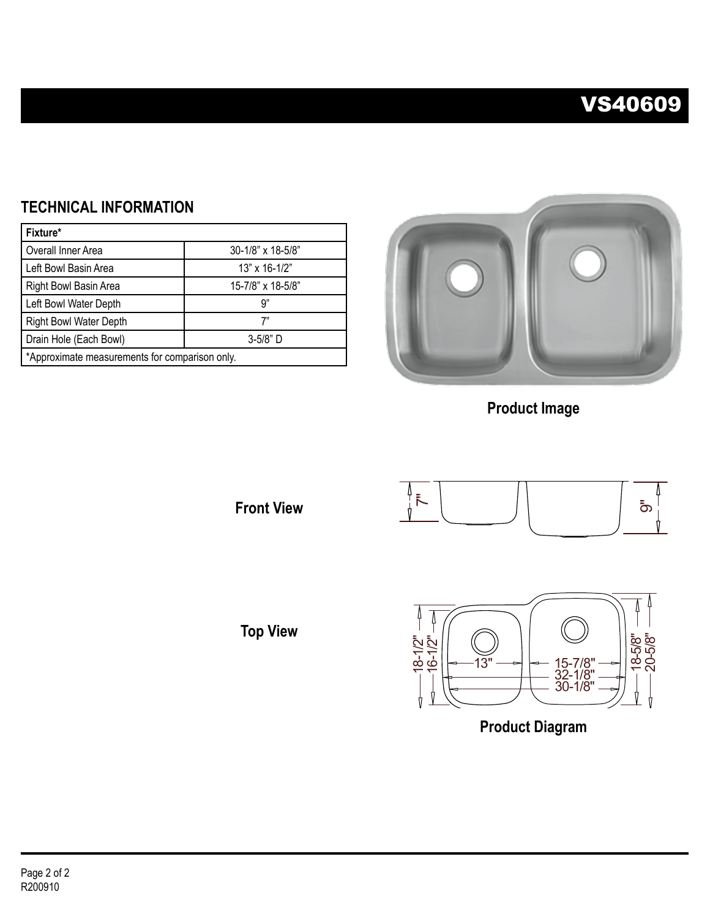# VS40609

## TECHNICAL INFORMATION

| Fixture* | |
|---|---|
| Overall Inner Area | 30-1/8" x 18-5/8" |
| Left Bowl Basin Area | 13" x 16-1/2" |
| Right Bowl Basin Area | 15-7/8" x 18-5/8" |
| Left Bowl Water Depth | 9" |
| Right Bowl Water Depth | 7" |
| Drain Hole (Each Bowl) | 3-5/8" D |
| *Approximate measurements for comparison only. | |

Product Image

**Front View**

7"

9"

**Top View**

18-1/2"

16-1/2"

13"

15-7/8"

32-1/8"

30-1/8"

18-5/8"

20-5/8"

Product Diagram

R200910